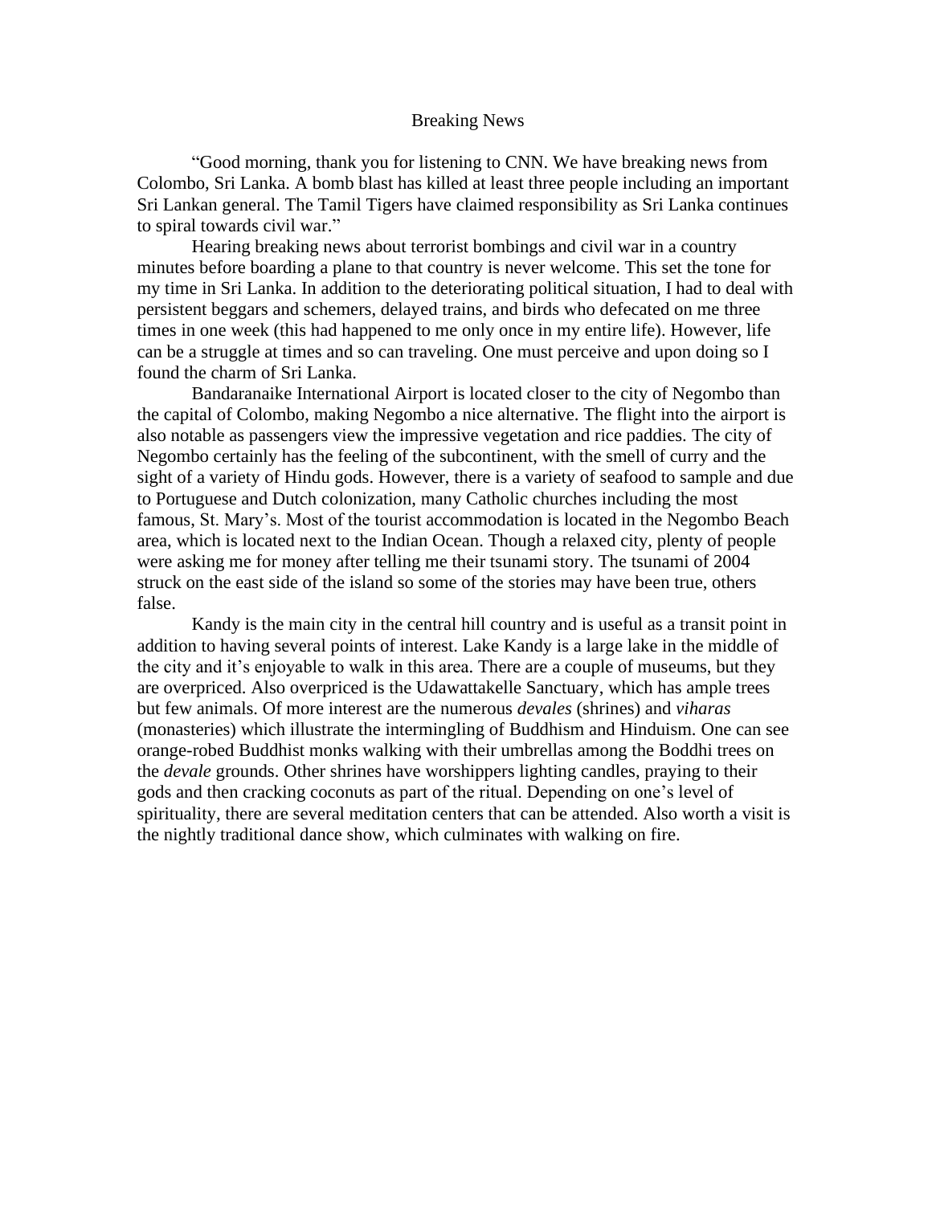# Breaking News

"Good morning, thank you for listening to CNN. We have breaking news from Colombo, Sri Lanka. A bomb blast has killed at least three people including an important Sri Lankan general. The Tamil Tigers have claimed responsibility as Sri Lanka continues to spiral towards civil war."

Hearing breaking news about terrorist bombings and civil war in a country minutes before boarding a plane to that country is never welcome. This set the tone for my time in Sri Lanka. In addition to the deteriorating political situation, I had to deal with persistent beggars and schemers, delayed trains, and birds who defecated on me three times in one week (this had happened to me only once in my entire life). However, life can be a struggle at times and so can traveling. One must perceive and upon doing so I found the charm of Sri Lanka.

Bandaranaike International Airport is located closer to the city of Negombo than the capital of Colombo, making Negombo a nice alternative. The flight into the airport is also notable as passengers view the impressive vegetation and rice paddies. The city of Negombo certainly has the feeling of the subcontinent, with the smell of curry and the sight of a variety of Hindu gods. However, there is a variety of seafood to sample and due to Portuguese and Dutch colonization, many Catholic churches including the most famous, St. Mary's. Most of the tourist accommodation is located in the Negombo Beach area, which is located next to the Indian Ocean. Though a relaxed city, plenty of people were asking me for money after telling me their tsunami story. The tsunami of 2004 struck on the east side of the island so some of the stories may have been true, others false.

Kandy is the main city in the central hill country and is useful as a transit point in addition to having several points of interest. Lake Kandy is a large lake in the middle of the city and it's enjoyable to walk in this area. There are a couple of museums, but they are overpriced. Also overpriced is the Udawattakelle Sanctuary, which has ample trees but few animals. Of more interest are the numerous *devales* (shrines) and *viharas* (monasteries) which illustrate the intermingling of Buddhism and Hinduism. One can see orange-robed Buddhist monks walking with their umbrellas among the Boddhi trees on the *devale* grounds. Other shrines have worshippers lighting candles, praying to their gods and then cracking coconuts as part of the ritual. Depending on one's level of spirituality, there are several meditation centers that can be attended. Also worth a visit is the nightly traditional dance show, which culminates with walking on fire.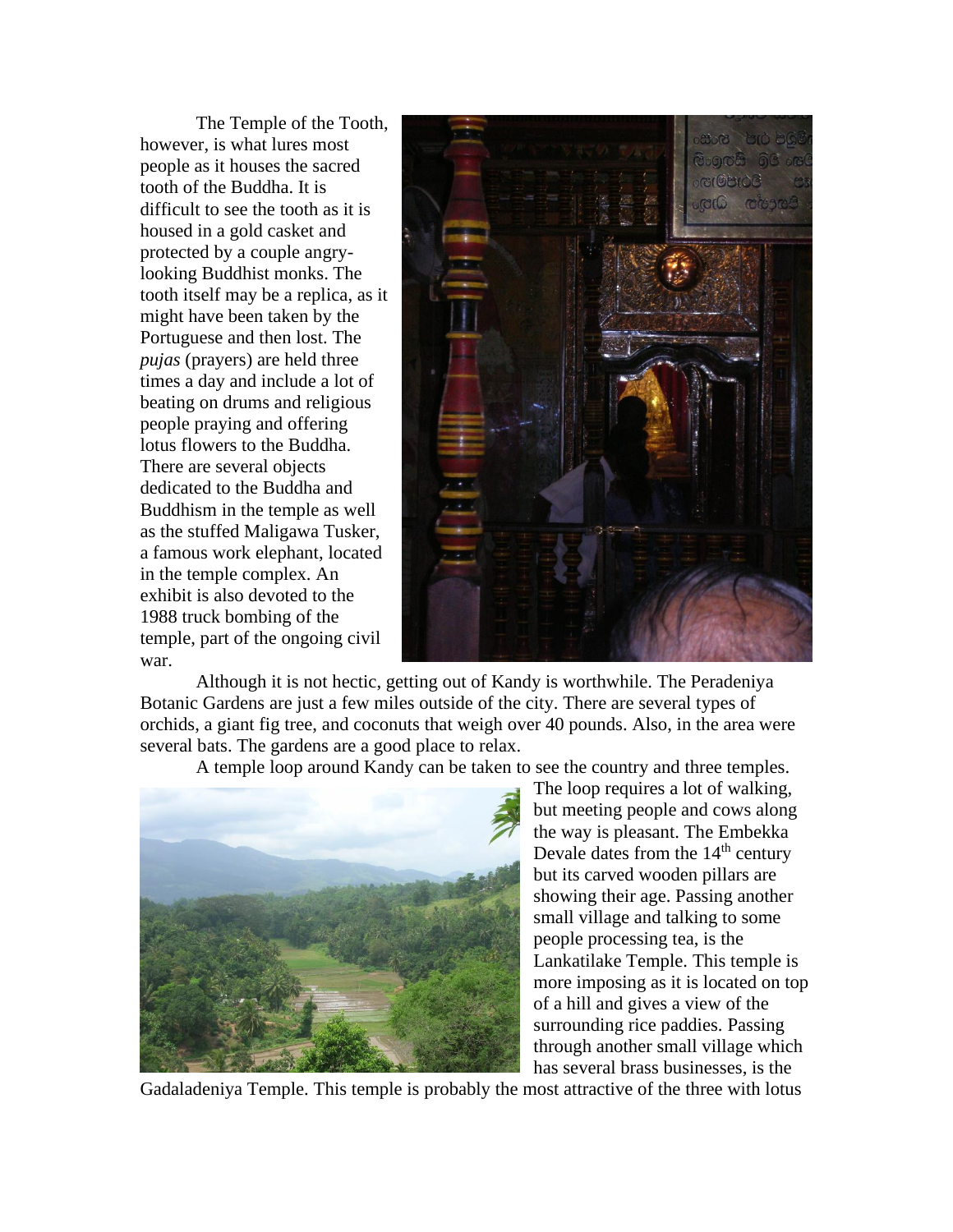The Temple of the Tooth, however, is what lures most people as it houses the sacred tooth of the Buddha. It is difficult to see the tooth as it is housed in a gold casket and protected by a couple angry-looking Buddhist monks. The tooth itself may be a replica, as it might have been taken by the Portuguese and then lost. The *pujas* (prayers) are held three times a day and include a lot of beating on drums and religious people praying and offering lotus flowers to the Buddha. There are several objects dedicated to the Buddha and Buddhism in the temple as well as the stuffed Maligawa Tusker, a famous work elephant, located in the temple complex. An exhibit is also devoted to the 1988 truck bombing of the temple, part of the ongoing civil war.

Although it is not hectic, getting out of Kandy is worthwhile. The Peradeniya Botanic Gardens are just a few miles outside of the city. There are several types of orchids, a giant fig tree, and coconuts that weigh over 40 pounds. Also, in the area were several bats. The gardens are a good place to relax.

A temple loop around Kandy can be taken to see the country and three temples. The loop requires a lot of walking, but meeting people and cows along the way is pleasant. The Embekka Devale dates from the 14th century but its carved wooden pillars are showing their age. Passing another small village and talking to some people processing tea, is the Lankatilake Temple. This temple is more imposing as it is located on top of a hill and gives a view of the surrounding rice paddies. Passing through another small village which has several brass businesses, is the Gadaladeniya Temple. This temple is probably the most attractive of the three with lotus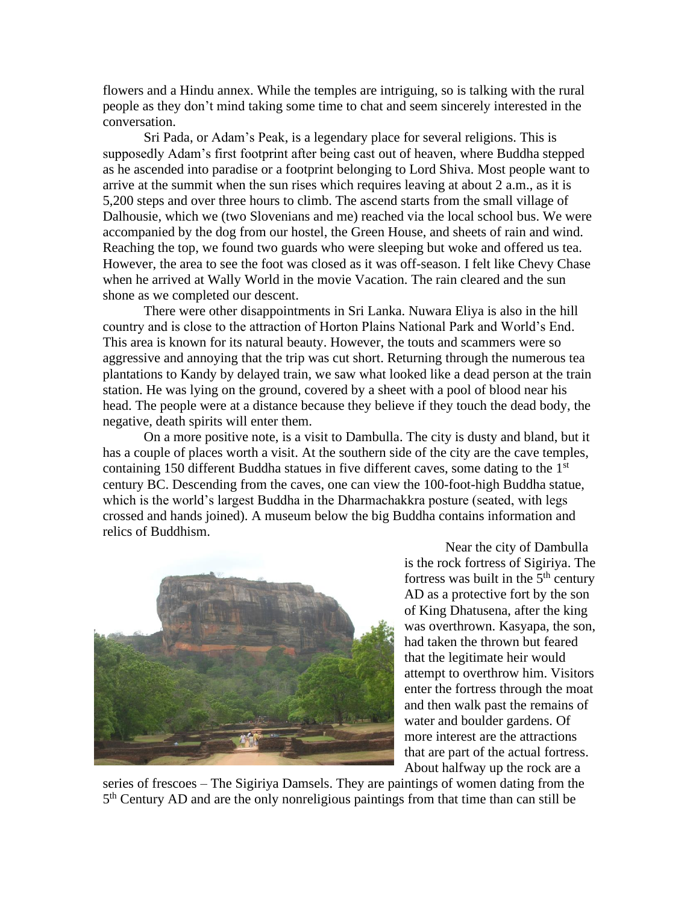flowers and a Hindu annex. While the temples are intriguing, so is talking with the rural people as they don't mind taking some time to chat and seem sincerely interested in the conversation.

Sri Pada, or Adam's Peak, is a legendary place for several religions. This is supposedly Adam's first footprint after being cast out of heaven, where Buddha stepped as he ascended into paradise or a footprint belonging to Lord Shiva. Most people want to arrive at the summit when the sun rises which requires leaving at about 2 a.m., as it is 5,200 steps and over three hours to climb. The ascend starts from the small village of Dalhousie, which we (two Slovenians and me) reached via the local school bus. We were accompanied by the dog from our hostel, the Green House, and sheets of rain and wind. Reaching the top, we found two guards who were sleeping but woke and offered us tea. However, the area to see the foot was closed as it was off-season. I felt like Chevy Chase when he arrived at Wally World in the movie Vacation. The rain cleared and the sun shone as we completed our descent.

There were other disappointments in Sri Lanka. Nuwara Eliya is also in the hill country and is close to the attraction of Horton Plains National Park and World's End. This area is known for its natural beauty. However, the touts and scammers were so aggressive and annoying that the trip was cut short. Returning through the numerous tea plantations to Kandy by delayed train, we saw what looked like a dead person at the train station. He was lying on the ground, covered by a sheet with a pool of blood near his head. The people were at a distance because they believe if they touch the dead body, the negative, death spirits will enter them.

On a more positive note, is a visit to Dambulla. The city is dusty and bland, but it has a couple of places worth a visit. At the southern side of the city are the cave temples, containing 150 different Buddha statues in five different caves, some dating to the 1st century BC. Descending from the caves, one can view the 100-foot-high Buddha statue, which is the world's largest Buddha in the Dharmachakkra posture (seated, with legs crossed and hands joined). A museum below the big Buddha contains information and relics of Buddhism.

Near the city of Dambulla is the rock fortress of Sigiriya. The fortress was built in the 5th century AD as a protective fort by the son of King Dhatusena, after the king was overthrown. Kasyapa, the son, had taken the thrown but feared that the legitimate heir would attempt to overthrow him. Visitors enter the fortress through the moat and then walk past the remains of water and boulder gardens. Of more interest are the attractions that are part of the actual fortress. About halfway up the rock are a series of frescoes – The Sigiriya Damsels. They are paintings of women dating from the 5th Century AD and are the only nonreligious paintings from that time than can still be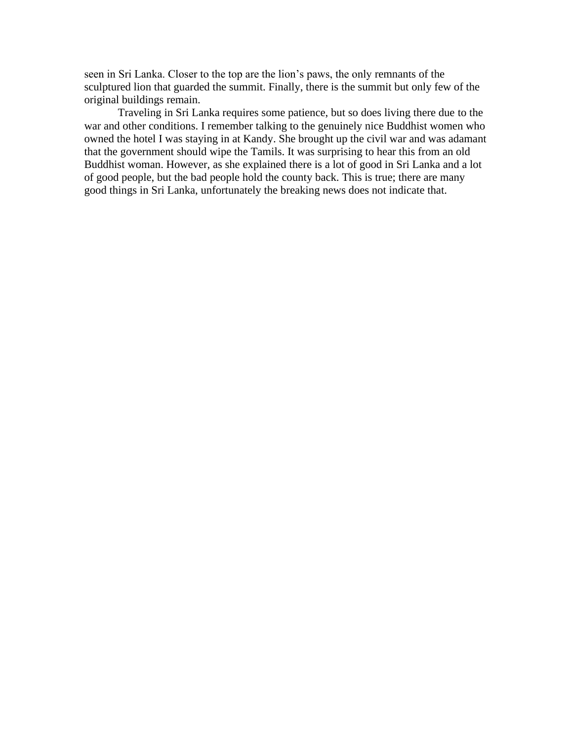seen in Sri Lanka. Closer to the top are the lion's paws, the only remnants of the sculptured lion that guarded the summit. Finally, there is the summit but only few of the original buildings remain.

Traveling in Sri Lanka requires some patience, but so does living there due to the war and other conditions. I remember talking to the genuinely nice Buddhist women who owned the hotel I was staying in at Kandy. She brought up the civil war and was adamant that the government should wipe the Tamils. It was surprising to hear this from an old Buddhist woman. However, as she explained there is a lot of good in Sri Lanka and a lot of good people, but the bad people hold the county back. This is true; there are many good things in Sri Lanka, unfortunately the breaking news does not indicate that.